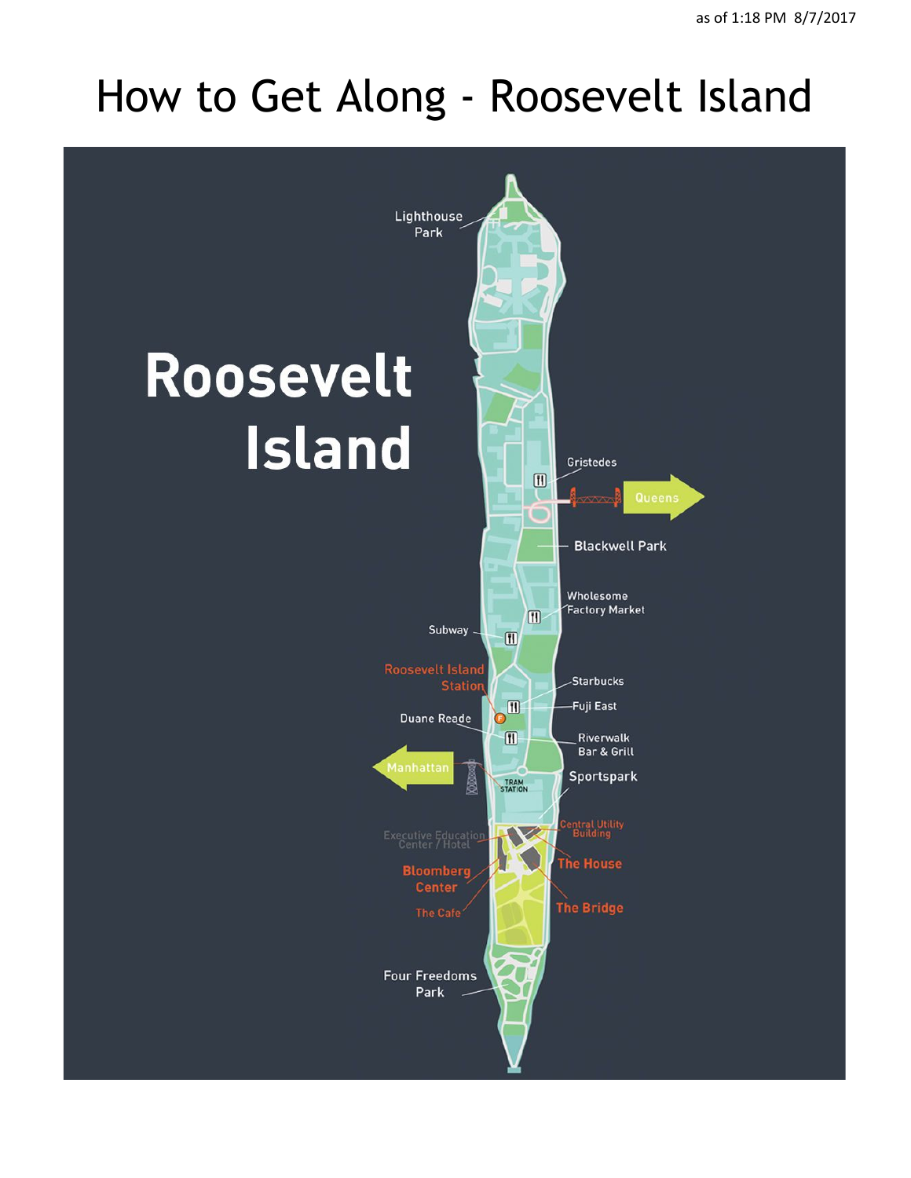# How to Get Along - Roosevelt Island

Roosevelt Island

Lighthouse Park

Gristedes

Queens

Blackwell Park

Wholesome Factory Market

Subway

Roosevelt Island Station

Starbucks

Fuji East

Duane Reade

Riverwalk Bar & Grill

Manhattan

TRAM STATION

Sportspark

Executive Education Center / Hotel

Central Utility Building

The House

Bloomberg Center

The Cafe

The Bridge

Four Freedoms Park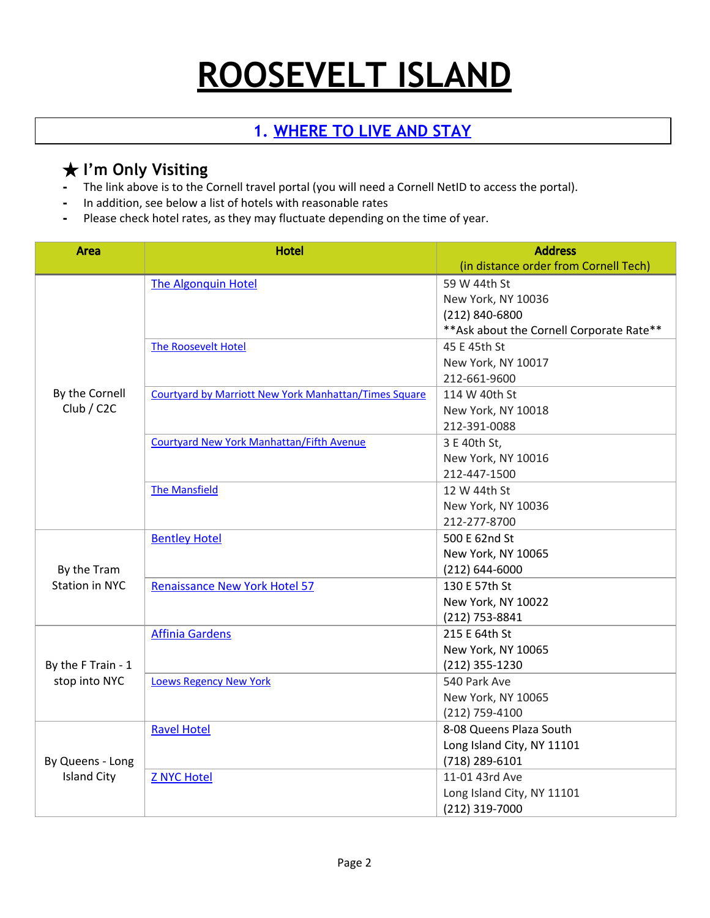# ROOSEVELT ISLAND

## 1. WHERE TO LIVE AND STAY

### ★ I'm Only Visiting

- The link above is to the Cornell travel portal (you will need a Cornell NetID to access the portal).
- In addition, see below a list of hotels with reasonable rates
- Please check hotel rates, as they may fluctuate depending on the time of year.

| Area | Hotel | Address (in distance order from Cornell Tech) |
|---|---|---|
| By the Cornell Club / C2C | The Algonquin Hotel | 59 W 44th St<br>New York, NY 10036<br>(212) 840-6800<br>**Ask about the Cornell Corporate Rate** |
| | The Roosevelt Hotel | 45 E 45th St<br>New York, NY 10017<br>212-661-9600 |
| | Courtyard by Marriott New York Manhattan/Times Square | 114 W 40th St<br>New York, NY 10018<br>212-391-0088 |
| | Courtyard New York Manhattan/Fifth Avenue | 3 E 40th St,<br>New York, NY 10016<br>212-447-1500 |
| | The Mansfield | 12 W 44th St<br>New York, NY 10036<br>212-277-8700 |
| By the Tram Station in NYC | Bentley Hotel | 500 E 62nd St<br>New York, NY 10065<br>(212) 644-6000 |
| | Renaissance New York Hotel 57 | 130 E 57th St<br>New York, NY 10022<br>(212) 753-8841 |
| By the F Train - 1 stop into NYC | Affinia Gardens | 215 E 64th St<br>New York, NY 10065<br>(212) 355-1230 |
| | Loews Regency New York | 540 Park Ave<br>New York, NY 10065<br>(212) 759-4100 |
| By Queens - Long Island City | Ravel Hotel | 8-08 Queens Plaza South<br>Long Island City, NY 11101<br>(718) 289-6101 |
| | Z NYC Hotel | 11-01 43rd Ave<br>Long Island City, NY 11101<br>(212) 319-7000 |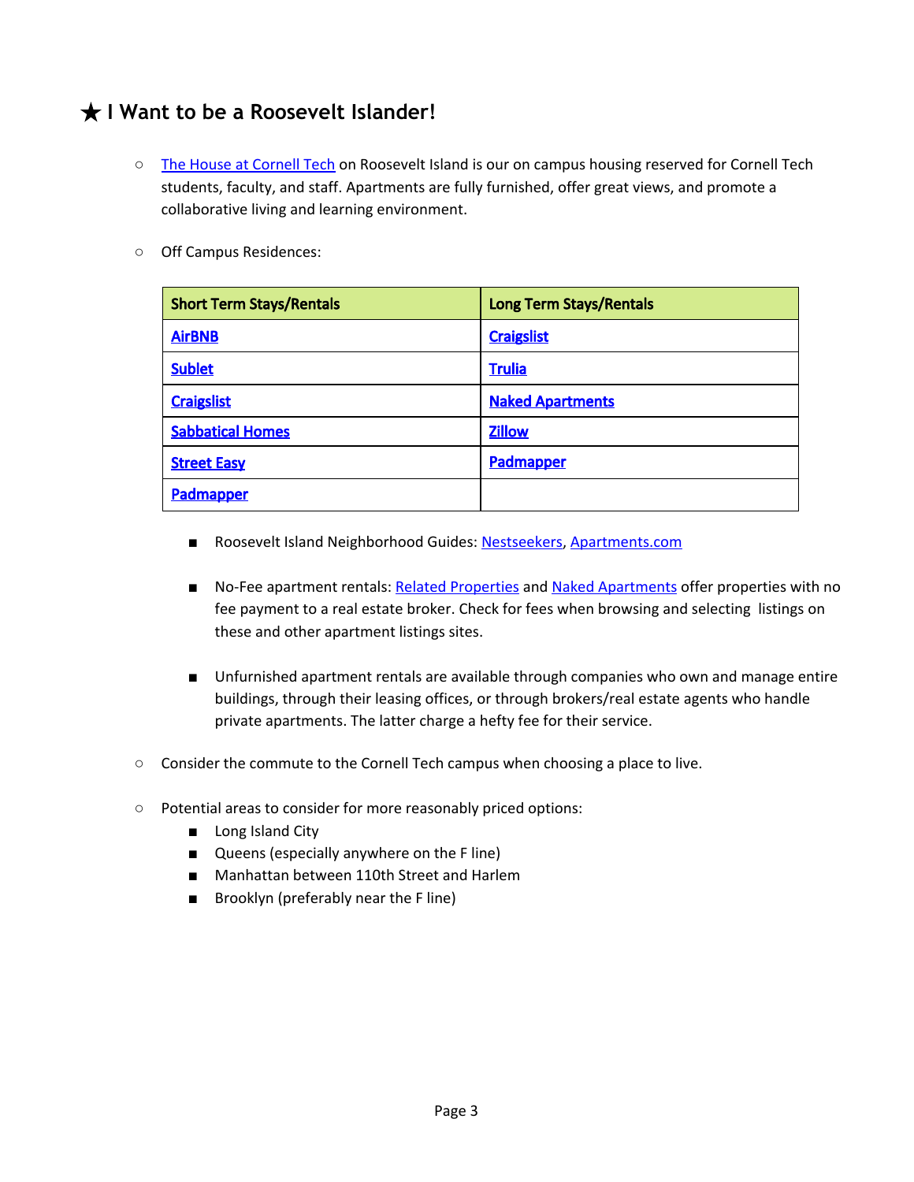## ★ I Want to be a Roosevelt Islander!

- The House at Cornell Tech on Roosevelt Island is our on campus housing reserved for Cornell Tech students, faculty, and staff. Apartments are fully furnished, offer great views, and promote a collaborative living and learning environment.

- Off Campus Residences:

| Short Term Stays/Rentals | Long Term Stays/Rentals |
|---|---|
| AirBNB | Craigslist |
| Sublet | Trulia |
| Craigslist | Naked Apartments |
| Sabbatical Homes | Zillow |
| Street Easy | Padmapper |
| Padmapper | |

  - Roosevelt Island Neighborhood Guides: Nestseekers, Apartments.com

  - No-Fee apartment rentals: Related Properties and Naked Apartments offer properties with no fee payment to a real estate broker. Check for fees when browsing and selecting listings on these and other apartment listings sites.

  - Unfurnished apartment rentals are available through companies who own and manage entire buildings, through their leasing offices, or through brokers/real estate agents who handle private apartments. The latter charge a hefty fee for their service.

- Consider the commute to the Cornell Tech campus when choosing a place to live.

- Potential areas to consider for more reasonably priced options:
  - Long Island City
  - Queens (especially anywhere on the F line)
  - Manhattan between 110th Street and Harlem
  - Brooklyn (preferably near the F line)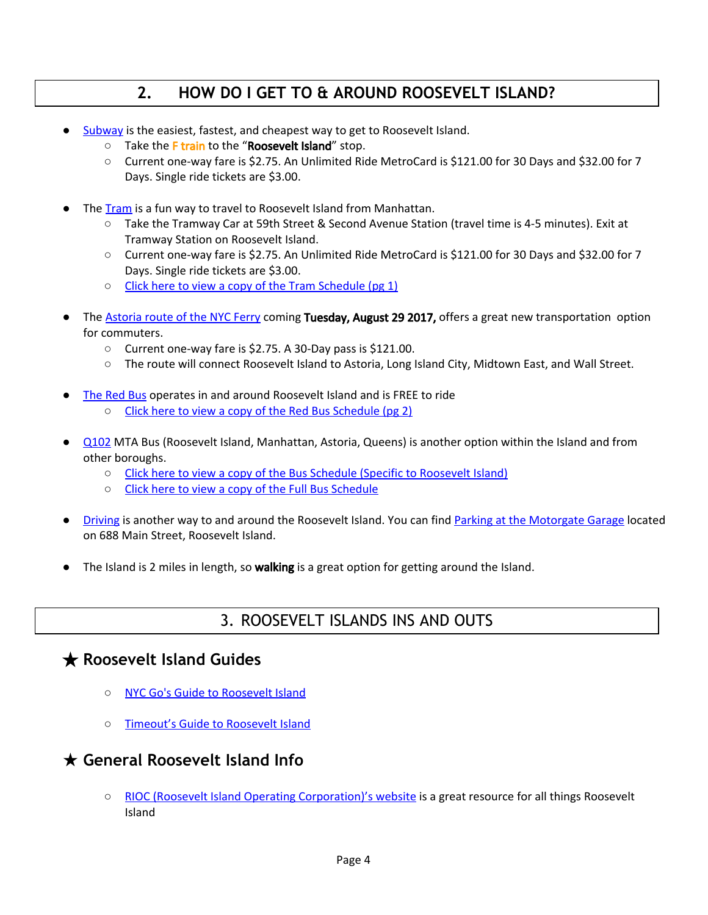## 2. HOW DO I GET TO & AROUND ROOSEVELT ISLAND?

- Subway is the easiest, fastest, and cheapest way to get to Roosevelt Island.
  - Take the **F train** to the "**Roosevelt Island**" stop.
  - Current one-way fare is $2.75. An Unlimited Ride MetroCard is $121.00 for 30 Days and $32.00 for 7 Days. Single ride tickets are $3.00.

- The Tram is a fun way to travel to Roosevelt Island from Manhattan.
  - Take the Tramway Car at 59th Street & Second Avenue Station (travel time is 4-5 minutes). Exit at Tramway Station on Roosevelt Island.
  - Current one-way fare is $2.75. An Unlimited Ride MetroCard is $121.00 for 30 Days and $32.00 for 7 Days. Single ride tickets are $3.00.
  - Click here to view a copy of the Tram Schedule (pg 1)

- The Astoria route of the NYC Ferry coming **Tuesday, August 29 2017,** offers a great new transportation option for commuters.
  - Current one-way fare is $2.75. A 30-Day pass is $121.00.
  - The route will connect Roosevelt Island to Astoria, Long Island City, Midtown East, and Wall Street.

- The Red Bus operates in and around Roosevelt Island and is FREE to ride
  - Click here to view a copy of the Red Bus Schedule (pg 2)

- Q102 MTA Bus (Roosevelt Island, Manhattan, Astoria, Queens) is another option within the Island and from other boroughs.
  - Click here to view a copy of the Bus Schedule (Specific to Roosevelt Island)
  - Click here to view a copy of the Full Bus Schedule

- Driving is another way to and around the Roosevelt Island. You can find Parking at the Motorgate Garage located on 688 Main Street, Roosevelt Island.

- The Island is 2 miles in length, so **walking** is a great option for getting around the Island.

## 3. ROOSEVELT ISLANDS INS AND OUTS

### ★ Roosevelt Island Guides

- NYC Go's Guide to Roosevelt Island
- Timeout's Guide to Roosevelt Island

### ★ General Roosevelt Island Info

- RIOC (Roosevelt Island Operating Corporation)'s website is a great resource for all things Roosevelt Island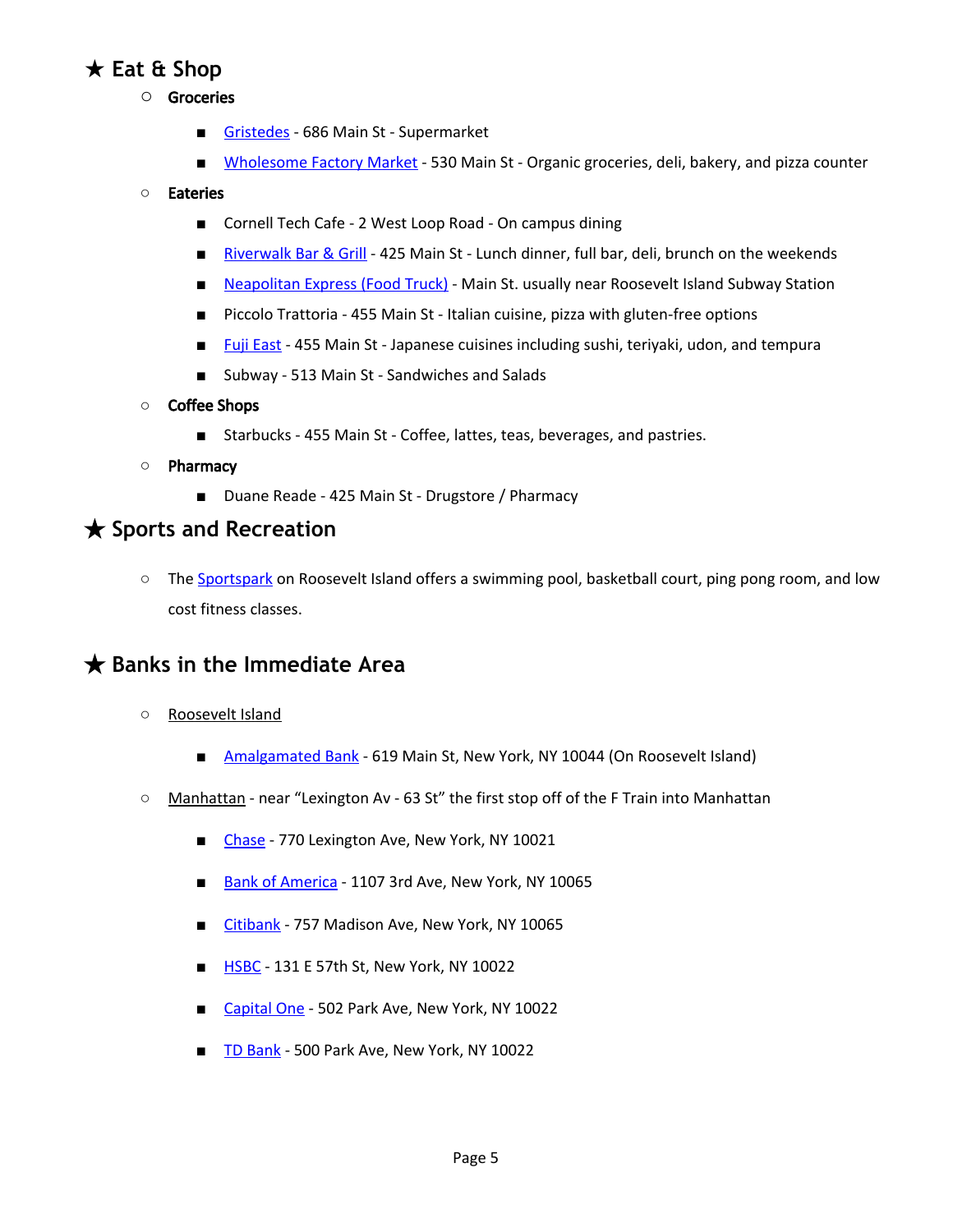## ★ Eat & Shop

- **Groceries**
  - Gristedes - 686 Main St - Supermarket
  - Wholesome Factory Market - 530 Main St - Organic groceries, deli, bakery, and pizza counter
- **Eateries**
  - Cornell Tech Cafe - 2 West Loop Road - On campus dining
  - Riverwalk Bar & Grill - 425 Main St - Lunch dinner, full bar, deli, brunch on the weekends
  - Neapolitan Express (Food Truck) - Main St. usually near Roosevelt Island Subway Station
  - Piccolo Trattoria - 455 Main St - Italian cuisine, pizza with gluten-free options
  - Fuji East - 455 Main St - Japanese cuisines including sushi, teriyaki, udon, and tempura
  - Subway - 513 Main St - Sandwiches and Salads
- **Coffee Shops**
  - Starbucks - 455 Main St - Coffee, lattes, teas, beverages, and pastries.
- **Pharmacy**
  - Duane Reade - 425 Main St - Drugstore / Pharmacy

## ★ Sports and Recreation

- The Sportspark on Roosevelt Island offers a swimming pool, basketball court, ping pong room, and low cost fitness classes.

## ★ Banks in the Immediate Area

- Roosevelt Island
  - Amalgamated Bank - 619 Main St, New York, NY 10044 (On Roosevelt Island)
- Manhattan - near "Lexington Av - 63 St" the first stop off of the F Train into Manhattan
  - Chase - 770 Lexington Ave, New York, NY 10021
  - Bank of America - 1107 3rd Ave, New York, NY 10065
  - Citibank - 757 Madison Ave, New York, NY 10065
  - HSBC - 131 E 57th St, New York, NY 10022
  - Capital One - 502 Park Ave, New York, NY 10022
  - TD Bank - 500 Park Ave, New York, NY 10022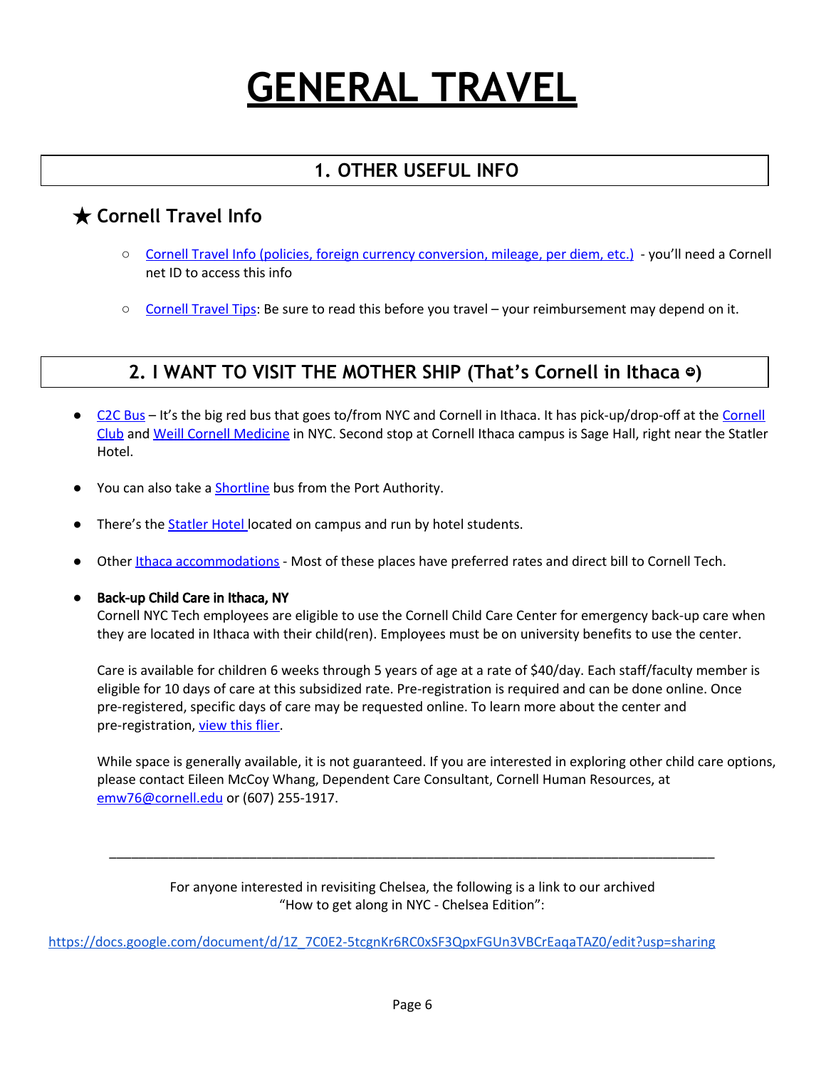# GENERAL TRAVEL

## 1. OTHER USEFUL INFO

### ★ Cornell Travel Info

- Cornell Travel Info (policies, foreign currency conversion, mileage, per diem, etc.) - you'll need a Cornell net ID to access this info
- Cornell Travel Tips: Be sure to read this before you travel – your reimbursement may depend on it.

## 2. I WANT TO VISIT THE MOTHER SHIP (That's Cornell in Ithaca ☺)

- C2C Bus – It's the big red bus that goes to/from NYC and Cornell in Ithaca. It has pick-up/drop-off at the Cornell Club and Weill Cornell Medicine in NYC. Second stop at Cornell Ithaca campus is Sage Hall, right near the Statler Hotel.
- You can also take a Shortline bus from the Port Authority.
- There's the Statler Hotel located on campus and run by hotel students.
- Other Ithaca accommodations - Most of these places have preferred rates and direct bill to Cornell Tech.
- **Back-up Child Care in Ithaca, NY**
  Cornell NYC Tech employees are eligible to use the Cornell Child Care Center for emergency back-up care when they are located in Ithaca with their child(ren). Employees must be on university benefits to use the center.

  Care is available for children 6 weeks through 5 years of age at a rate of $40/day. Each staff/faculty member is eligible for 10 days of care at this subsidized rate. Pre-registration is required and can be done online. Once pre-registered, specific days of care may be requested online. To learn more about the center and pre-registration, view this flier.

  While space is generally available, it is not guaranteed. If you are interested in exploring other child care options, please contact Eileen McCoy Whang, Dependent Care Consultant, Cornell Human Resources, at emw76@cornell.edu or (607) 255-1917.

---

For anyone interested in revisiting Chelsea, the following is a link to our archived "How to get along in NYC - Chelsea Edition":

https://docs.google.com/document/d/1Z_7C0E2-5tcgnKr6RC0xSF3QpxFGUn3VBCrEaqaTAZ0/edit?usp=sharing